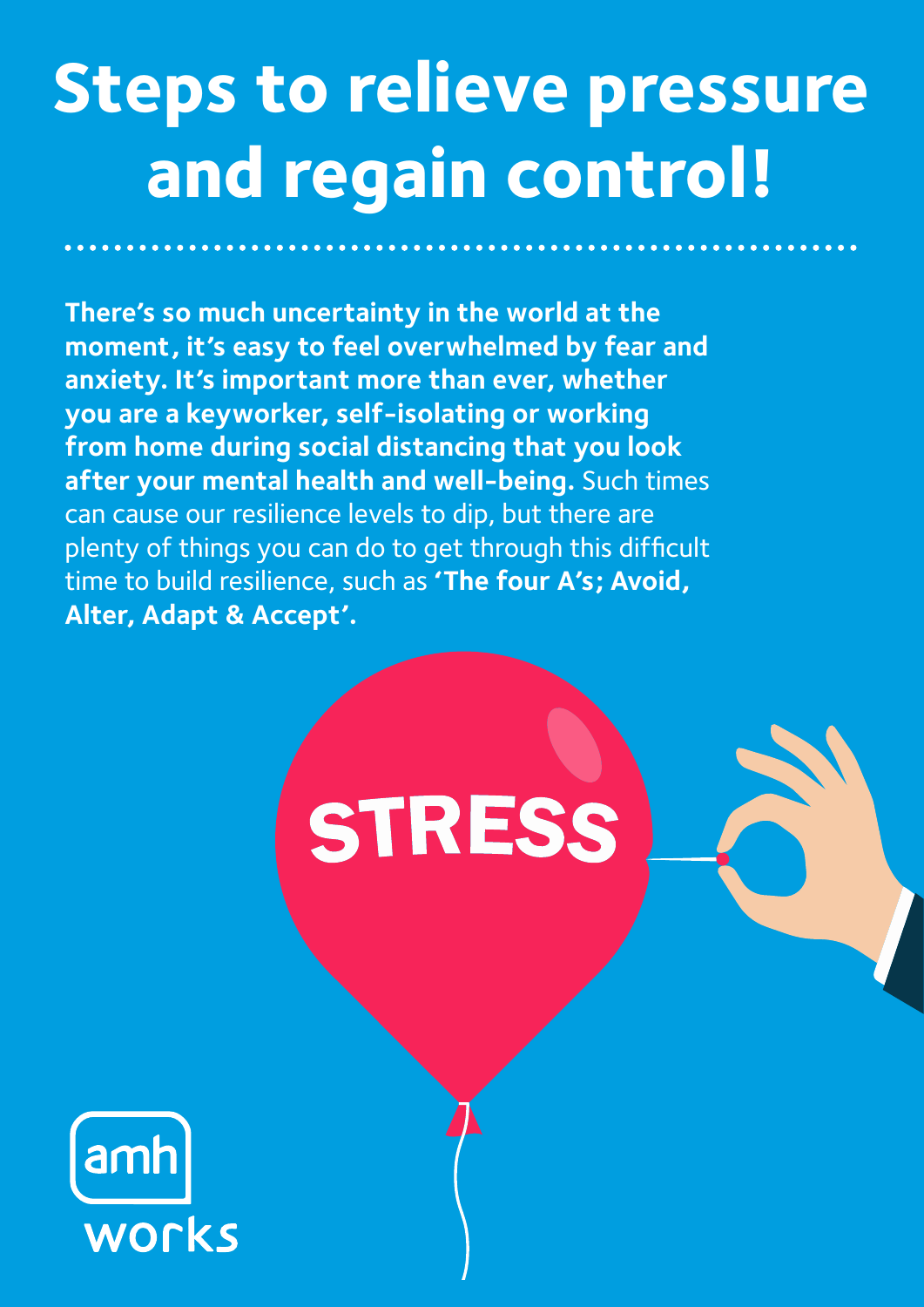# Steps to relieve pressure and regain control!

**There's so much uncertainty in the world at the moment, it's easy to feel overwhelmed by fear and anxiety. It's important more than ever, whether you are a keyworker, self-isolating or working from home during social distancing that you look after your mental health and well-being.** Such times can cause our resilience levels to dip, but there are plenty of things you can do to get through this difficult time to build resilience, such as **'The four A's; Avoid, Alter, Adapt & Accept'.**

STRESS

amh works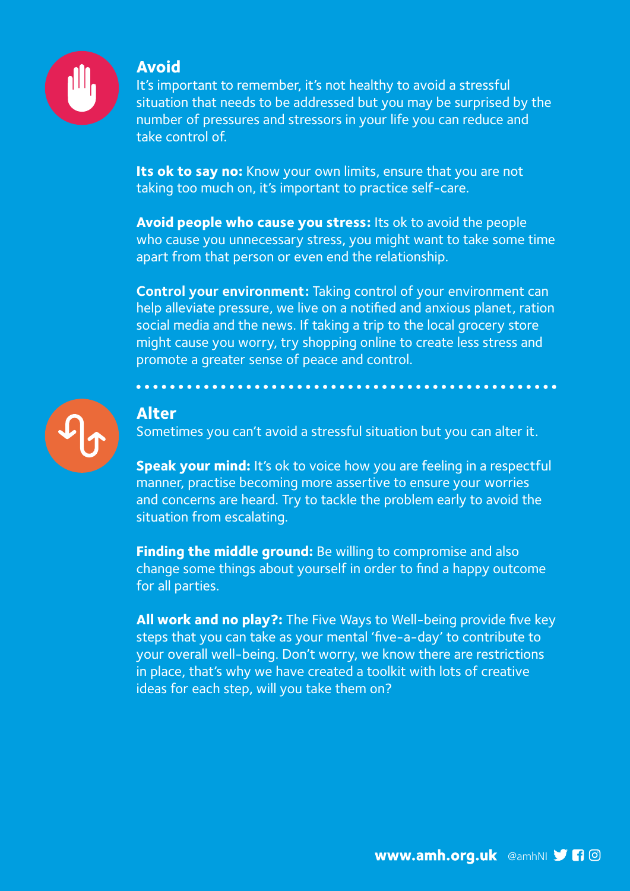## Avoid

It's important to remember, it's not healthy to avoid a stressful situation that needs to be addressed but you may be surprised by the number of pressures and stressors in your life you can reduce and take control of.

**Its ok to say no:** Know your own limits, ensure that you are not taking too much on, it's important to practice self-care.

**Avoid people who cause you stress:** Its ok to avoid the people who cause you unnecessary stress, you might want to take some time apart from that person or even end the relationship.

**Control your environment:** Taking control of your environment can help alleviate pressure, we live on a notified and anxious planet, ration social media and the news. If taking a trip to the local grocery store might cause you worry, try shopping online to create less stress and promote a greater sense of peace and control.

## Alter

Sometimes you can't avoid a stressful situation but you can alter it.

**Speak your mind:** It's ok to voice how you are feeling in a respectful manner, practise becoming more assertive to ensure your worries and concerns are heard. Try to tackle the problem early to avoid the situation from escalating.

**Finding the middle ground:** Be willing to compromise and also change some things about yourself in order to find a happy outcome for all parties.

**All work and no play?:** The Five Ways to Well-being provide five key steps that you can take as your mental 'five-a-day' to contribute to your overall well-being. Don't worry, we know there are restrictions in place, that's why we have created a toolkit with lots of creative ideas for each step, will you take them on?

**www.amh.org.uk** @amhNI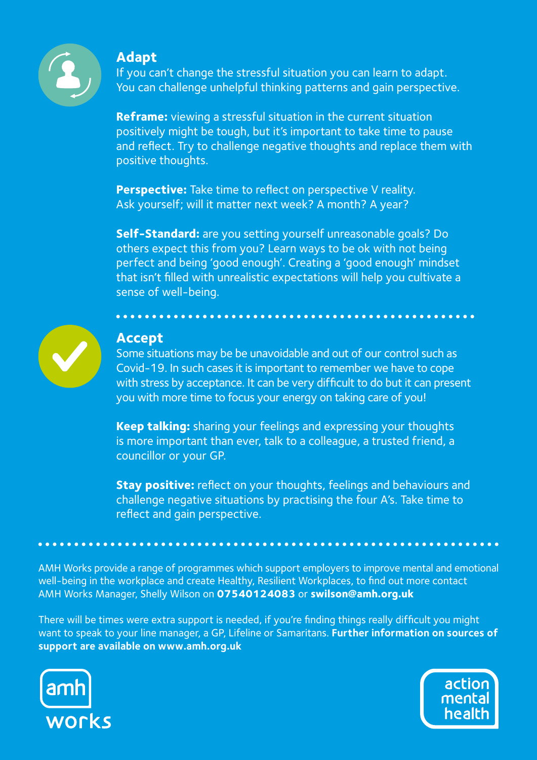## Adapt

If you can't change the stressful situation you can learn to adapt. You can challenge unhelpful thinking patterns and gain perspective.

**Reframe:** viewing a stressful situation in the current situation positively might be tough, but it's important to take time to pause and reflect. Try to challenge negative thoughts and replace them with positive thoughts.

**Perspective:** Take time to reflect on perspective V reality. Ask yourself; will it matter next week? A month? A year?

**Self-Standard:** are you setting yourself unreasonable goals? Do others expect this from you? Learn ways to be ok with not being perfect and being 'good enough'. Creating a 'good enough' mindset that isn't filled with unrealistic expectations will help you cultivate a sense of well-being.

## Accept

Some situations may be be unavoidable and out of our control such as Covid-19. In such cases it is important to remember we have to cope with stress by acceptance. It can be very difficult to do but it can present you with more time to focus your energy on taking care of you!

**Keep talking:** sharing your feelings and expressing your thoughts is more important than ever, talk to a colleague, a trusted friend, a councillor or your GP.

**Stay positive:** reflect on your thoughts, feelings and behaviours and challenge negative situations by practising the four A's. Take time to reflect and gain perspective.

AMH Works provide a range of programmes which support employers to improve mental and emotional well-being in the workplace and create Healthy, Resilient Workplaces, to find out more contact AMH Works Manager, Shelly Wilson on **07540124083** or **swilson@amh.org.uk**

There will be times were extra support is needed, if you're finding things really difficult you might want to speak to your line manager, a GP, Lifeline or Samaritans. **Further information on sources of support are available on www.amh.org.uk**

amh works

action mental health